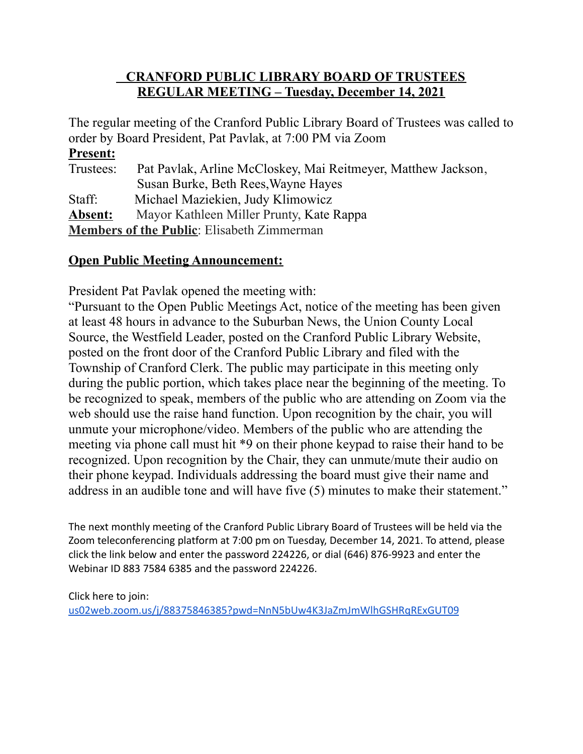# CRANFORD PUBLIC LIBRARY BOARD OF TRUSTEES
## REGULAR MEETING – Tuesday, December 14, 2021

The regular meeting of the Cranford Public Library Board of Trustees was called to order by Board President, Pat Pavlak, at 7:00 PM via Zoom

**Present:**

Trustees: Pat Pavlak, Arline McCloskey, Mai Reitmeyer, Matthew Jackson, Susan Burke, Beth Rees,Wayne Hayes

Staff: Michael Maziekien, Judy Klimowicz

**Absent:** Mayor Kathleen Miller Prunty, Kate Rappa

**Members of the Public**: Elisabeth Zimmerman

**Open Public Meeting Announcement:**

President Pat Pavlak opened the meeting with:

"Pursuant to the Open Public Meetings Act, notice of the meeting has been given at least 48 hours in advance to the Suburban News, the Union County Local Source, the Westfield Leader, posted on the Cranford Public Library Website, posted on the front door of the Cranford Public Library and filed with the Township of Cranford Clerk. The public may participate in this meeting only during the public portion, which takes place near the beginning of the meeting. To be recognized to speak, members of the public who are attending on Zoom via the web should use the raise hand function. Upon recognition by the chair, you will unmute your microphone/video. Members of the public who are attending the meeting via phone call must hit *9 on their phone keypad to raise their hand to be recognized. Upon recognition by the Chair, they can unmute/mute their audio on their phone keypad. Individuals addressing the board must give their name and address in an audible tone and will have five (5) minutes to make their statement."

The next monthly meeting of the Cranford Public Library Board of Trustees will be held via the Zoom teleconferencing platform at 7:00 pm on Tuesday, December 14, 2021. To attend, please click the link below and enter the password 224226, or dial (646) 876-9923 and enter the Webinar ID 883 7584 6385 and the password 224226.

Click here to join:
us02web.zoom.us/j/88375846385?pwd=NnN5bUw4K3JaZmJmWlhGSHRqRExGUT09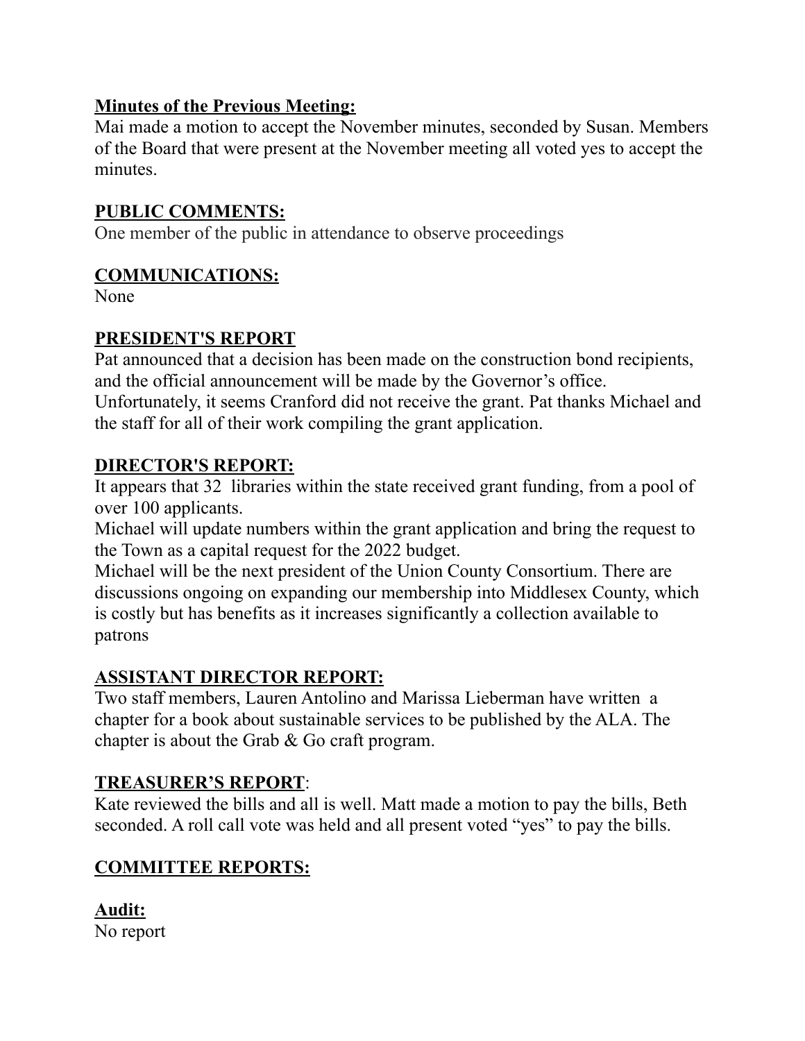**Minutes of the Previous Meeting:**
Mai made a motion to accept the November minutes, seconded by Susan. Members of the Board that were present at the November meeting all voted yes to accept the minutes.

**PUBLIC COMMENTS:**
One member of the public in attendance to observe proceedings

**COMMUNICATIONS:**
None

**PRESIDENT'S REPORT**
Pat announced that a decision has been made on the construction bond recipients, and the official announcement will be made by the Governor's office. Unfortunately, it seems Cranford did not receive the grant. Pat thanks Michael and the staff for all of their work compiling the grant application.

**DIRECTOR'S REPORT:**
It appears that 32 libraries within the state received grant funding, from a pool of over 100 applicants.
Michael will update numbers within the grant application and bring the request to the Town as a capital request for the 2022 budget.
Michael will be the next president of the Union County Consortium. There are discussions ongoing on expanding our membership into Middlesex County, which is costly but has benefits as it increases significantly a collection available to patrons

**ASSISTANT DIRECTOR REPORT:**
Two staff members, Lauren Antolino and Marissa Lieberman have written a chapter for a book about sustainable services to be published by the ALA. The chapter is about the Grab & Go craft program.

**TREASURER'S REPORT**:
Kate reviewed the bills and all is well. Matt made a motion to pay the bills, Beth seconded. A roll call vote was held and all present voted "yes" to pay the bills.

**COMMITTEE REPORTS:**

**Audit:**
No report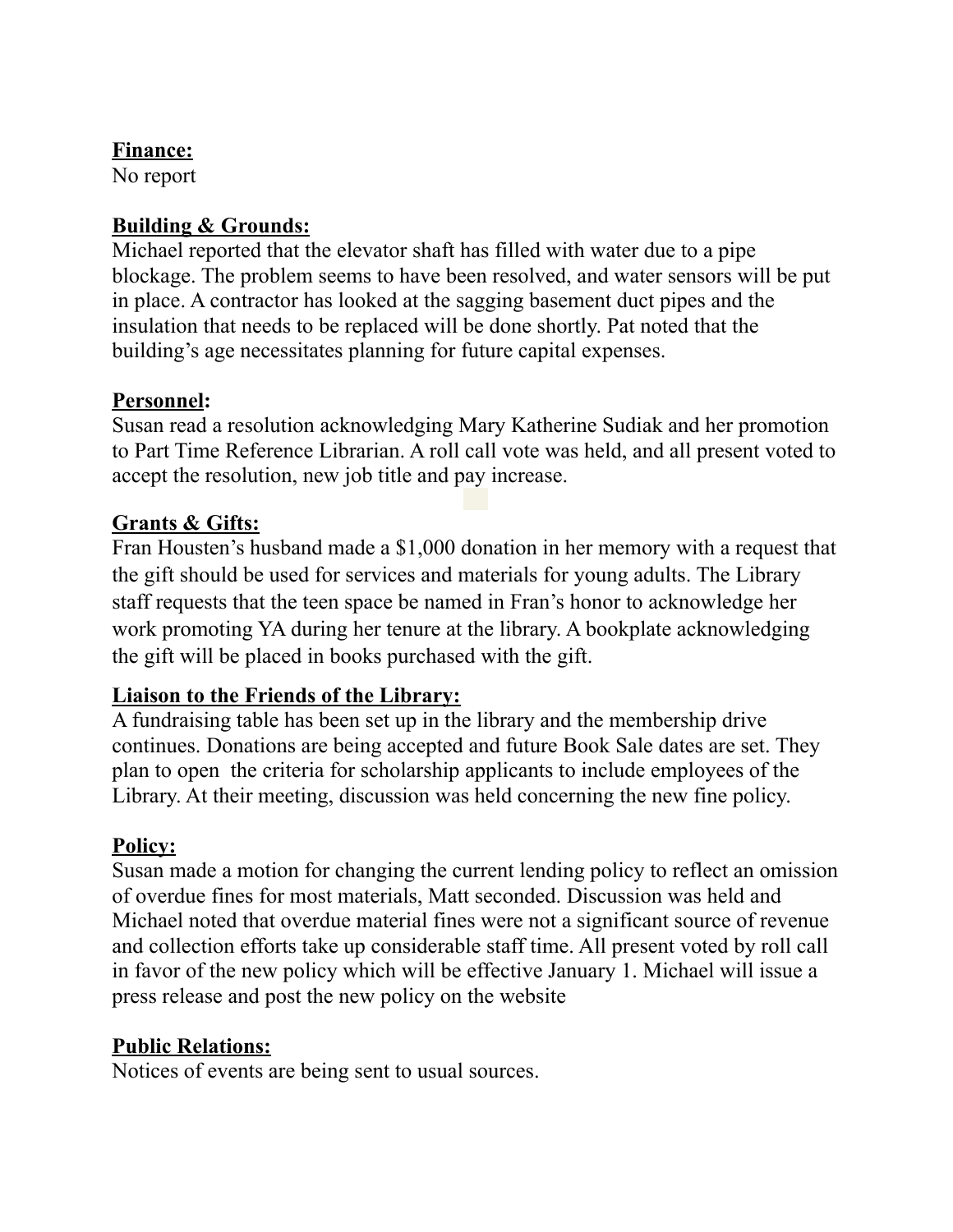**Finance:**
No report

**Building & Grounds:**
Michael reported that the elevator shaft has filled with water due to a pipe blockage. The problem seems to have been resolved, and water sensors will be put in place. A contractor has looked at the sagging basement duct pipes and the insulation that needs to be replaced will be done shortly. Pat noted that the building's age necessitates planning for future capital expenses.

**Personnel:**
Susan read a resolution acknowledging Mary Katherine Sudiak and her promotion to Part Time Reference Librarian. A roll call vote was held, and all present voted to accept the resolution, new job title and pay increase.

**Grants & Gifts:**
Fran Housten's husband made a $1,000 donation in her memory with a request that the gift should be used for services and materials for young adults. The Library staff requests that the teen space be named in Fran's honor to acknowledge her work promoting YA during her tenure at the library. A bookplate acknowledging the gift will be placed in books purchased with the gift.

**Liaison to the Friends of the Library:**
A fundraising table has been set up in the library and the membership drive continues. Donations are being accepted and future Book Sale dates are set. They plan to open the criteria for scholarship applicants to include employees of the Library. At their meeting, discussion was held concerning the new fine policy.

**Policy:**
Susan made a motion for changing the current lending policy to reflect an omission of overdue fines for most materials, Matt seconded. Discussion was held and Michael noted that overdue material fines were not a significant source of revenue and collection efforts take up considerable staff time. All present voted by roll call in favor of the new policy which will be effective January 1. Michael will issue a press release and post the new policy on the website

**Public Relations:**
Notices of events are being sent to usual sources.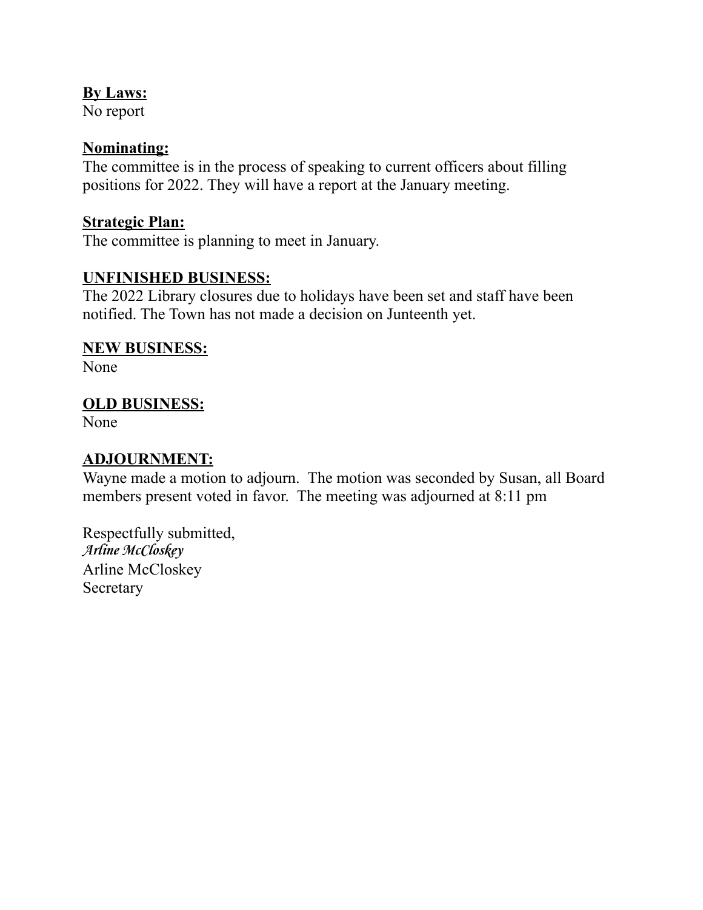**By Laws:**
No report

**Nominating:**
The committee is in the process of speaking to current officers about filling positions for 2022. They will have a report at the January meeting.

**Strategic Plan:**
The committee is planning to meet in January.

**UNFINISHED BUSINESS:**
The 2022 Library closures due to holidays have been set and staff have been notified. The Town has not made a decision on Junteenth yet.

**NEW BUSINESS:**
None

**OLD BUSINESS:**
None

**ADJOURNMENT:**
Wayne made a motion to adjourn. The motion was seconded by Susan, all Board members present voted in favor. The meeting was adjourned at 8:11 pm

Respectfully submitted,
*Arline McCloskey*
Arline McCloskey
Secretary